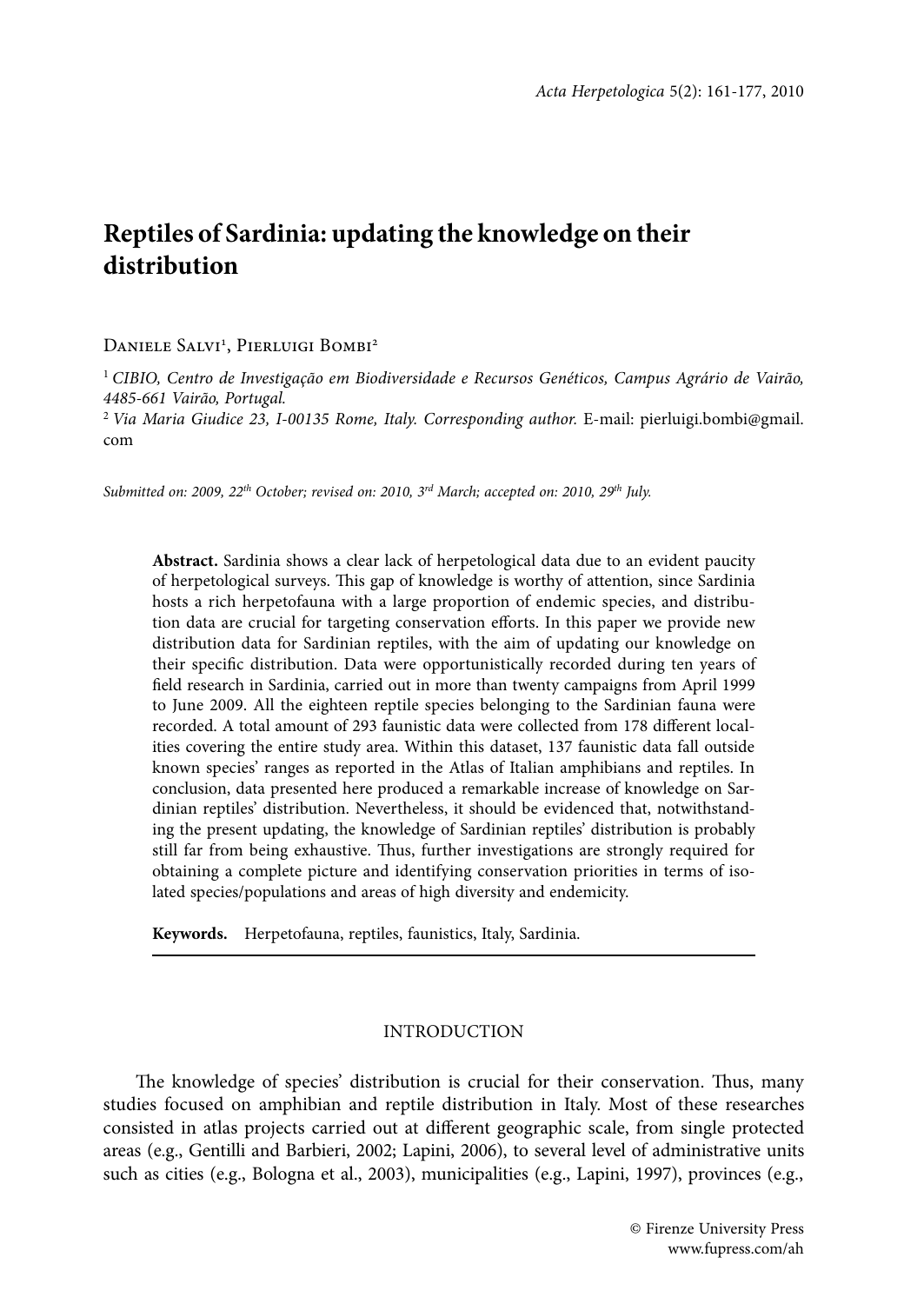# Reptiles of Sardinia: updating the knowledge on their distribution

Daniele Salvi[1], Pierluigi Bombi[2]

[1] *CIBIO, Centro de Investigação em Biodiversidade e Recursos Genéticos, Campus Agrário de Vairão, 4485-661 Vairão, Portugal.*

[2] *Via Maria Giudice 23, I-00135 Rome, Italy. Corresponding author.* E-mail: pierluigi.bombi@gmail.com

*Submitted on: 2009, 22th October; revised on: 2010, 3rd March; accepted on: 2010, 29th July.*

**Abstract.** Sardinia shows a clear lack of herpetological data due to an evident paucity of herpetological surveys. This gap of knowledge is worthy of attention, since Sardinia hosts a rich herpetofauna with a large proportion of endemic species, and distribution data are crucial for targeting conservation efforts. In this paper we provide new distribution data for Sardinian reptiles, with the aim of updating our knowledge on their specific distribution. Data were opportunistically recorded during ten years of field research in Sardinia, carried out in more than twenty campaigns from April 1999 to June 2009. All the eighteen reptile species belonging to the Sardinian fauna were recorded. A total amount of 293 faunistic data were collected from 178 different localities covering the entire study area. Within this dataset, 137 faunistic data fall outside known species' ranges as reported in the Atlas of Italian amphibians and reptiles. In conclusion, data presented here produced a remarkable increase of knowledge on Sardinian reptiles' distribution. Nevertheless, it should be evidenced that, notwithstanding the present updating, the knowledge of Sardinian reptiles' distribution is probably still far from being exhaustive. Thus, further investigations are strongly required for obtaining a complete picture and identifying conservation priorities in terms of isolated species/populations and areas of high diversity and endemicity.

**Keywords.** Herpetofauna, reptiles, faunistics, Italy, Sardinia.

## INTRODUCTION

The knowledge of species' distribution is crucial for their conservation. Thus, many studies focused on amphibian and reptile distribution in Italy. Most of these researches consisted in atlas projects carried out at different geographic scale, from single protected areas (e.g., Gentilli and Barbieri, 2002; Lapini, 2006), to several level of administrative units such as cities (e.g., Bologna et al., 2003), municipalities (e.g., Lapini, 1997), provinces (e.g.,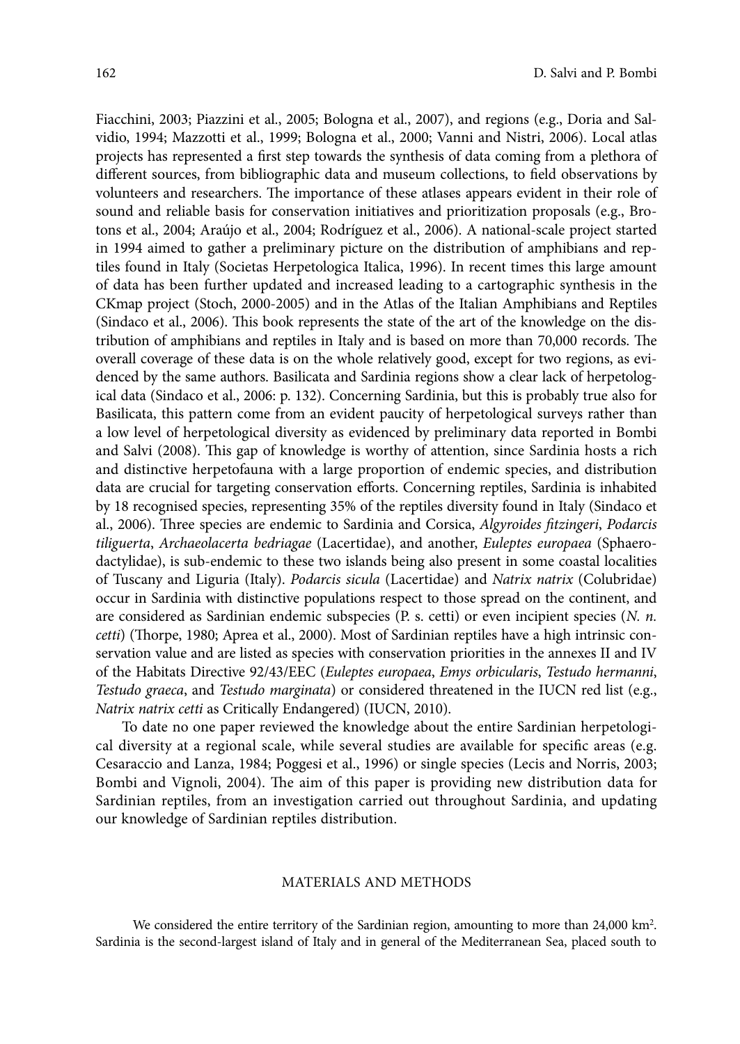Fiacchini, 2003; Piazzini et al., 2005; Bologna et al., 2007), and regions (e.g., Doria and Salvidio, 1994; Mazzotti et al., 1999; Bologna et al., 2000; Vanni and Nistri, 2006). Local atlas projects has represented a first step towards the synthesis of data coming from a plethora of different sources, from bibliographic data and museum collections, to field observations by volunteers and researchers. The importance of these atlases appears evident in their role of sound and reliable basis for conservation initiatives and prioritization proposals (e.g., Brotons et al., 2004; Araújo et al., 2004; Rodríguez et al., 2006). A national-scale project started in 1994 aimed to gather a preliminary picture on the distribution of amphibians and reptiles found in Italy (Societas Herpetologica Italica, 1996). In recent times this large amount of data has been further updated and increased leading to a cartographic synthesis in the CKmap project (Stoch, 2000-2005) and in the Atlas of the Italian Amphibians and Reptiles (Sindaco et al., 2006). This book represents the state of the art of the knowledge on the distribution of amphibians and reptiles in Italy and is based on more than 70,000 records. The overall coverage of these data is on the whole relatively good, except for two regions, as evidenced by the same authors. Basilicata and Sardinia regions show a clear lack of herpetological data (Sindaco et al., 2006: p. 132). Concerning Sardinia, but this is probably true also for Basilicata, this pattern come from an evident paucity of herpetological surveys rather than a low level of herpetological diversity as evidenced by preliminary data reported in Bombi and Salvi (2008). This gap of knowledge is worthy of attention, since Sardinia hosts a rich and distinctive herpetofauna with a large proportion of endemic species, and distribution data are crucial for targeting conservation efforts. Concerning reptiles, Sardinia is inhabited by 18 recognised species, representing 35% of the reptiles diversity found in Italy (Sindaco et al., 2006). Three species are endemic to Sardinia and Corsica, *Algyroides fitzingeri*, *Podarcis tiliguerta*, *Archaeolacerta bedriagae* (Lacertidae), and another, *Euleptes europaea* (Sphaerodactylidae), is sub-endemic to these two islands being also present in some coastal localities of Tuscany and Liguria (Italy). *Podarcis sicula* (Lacertidae) and *Natrix natrix* (Colubridae) occur in Sardinia with distinctive populations respect to those spread on the continent, and are considered as Sardinian endemic subspecies (P. s. cetti) or even incipient species (*N. n. cetti*) (Thorpe, 1980; Aprea et al., 2000). Most of Sardinian reptiles have a high intrinsic conservation value and are listed as species with conservation priorities in the annexes II and IV of the Habitats Directive 92/43/EEC (*Euleptes europaea*, *Emys orbicularis*, *Testudo hermanni*, *Testudo graeca*, and *Testudo marginata*) or considered threatened in the IUCN red list (e.g., *Natrix natrix cetti* as Critically Endangered) (IUCN, 2010).

To date no one paper reviewed the knowledge about the entire Sardinian herpetological diversity at a regional scale, while several studies are available for specific areas (e.g. Cesaraccio and Lanza, 1984; Poggesi et al., 1996) or single species (Lecis and Norris, 2003; Bombi and Vignoli, 2004). The aim of this paper is providing new distribution data for Sardinian reptiles, from an investigation carried out throughout Sardinia, and updating our knowledge of Sardinian reptiles distribution.

## MATERIALS AND METHODS

We considered the entire territory of the Sardinian region, amounting to more than 24,000 km$^2$. Sardinia is the second-largest island of Italy and in general of the Mediterranean Sea, placed south to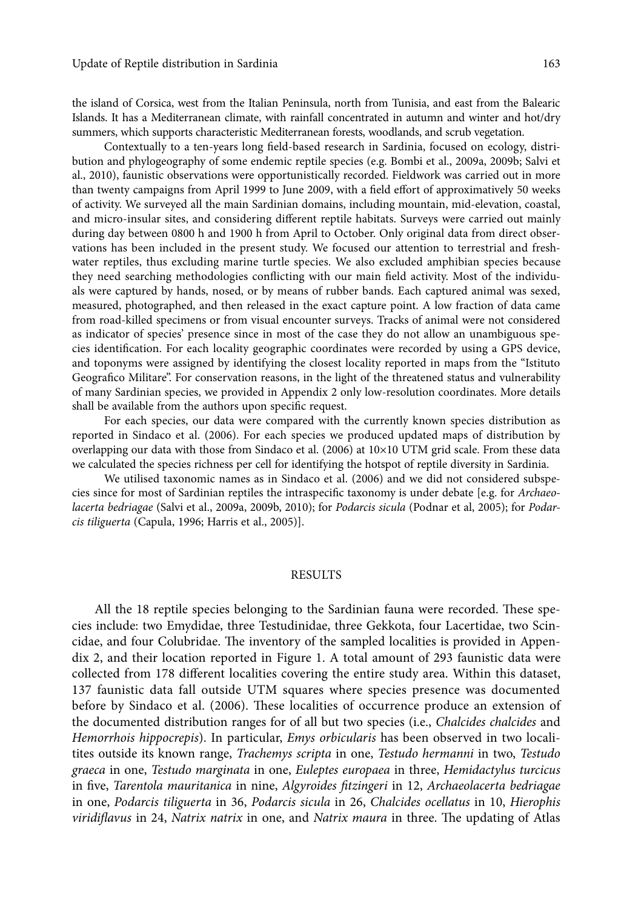the island of Corsica, west from the Italian Peninsula, north from Tunisia, and east from the Balearic Islands. It has a Mediterranean climate, with rainfall concentrated in autumn and winter and hot/dry summers, which supports characteristic Mediterranean forests, woodlands, and scrub vegetation.

Contextually to a ten-years long field-based research in Sardinia, focused on ecology, distribution and phylogeography of some endemic reptile species (e.g. Bombi et al., 2009a, 2009b; Salvi et al., 2010), faunistic observations were opportunistically recorded. Fieldwork was carried out in more than twenty campaigns from April 1999 to June 2009, with a field effort of approximatively 50 weeks of activity. We surveyed all the main Sardinian domains, including mountain, mid-elevation, coastal, and micro-insular sites, and considering different reptile habitats. Surveys were carried out mainly during day between 0800 h and 1900 h from April to October. Only original data from direct observations has been included in the present study. We focused our attention to terrestrial and freshwater reptiles, thus excluding marine turtle species. We also excluded amphibian species because they need searching methodologies conflicting with our main field activity. Most of the individuals were captured by hands, nosed, or by means of rubber bands. Each captured animal was sexed, measured, photographed, and then released in the exact capture point. A low fraction of data came from road-killed specimens or from visual encounter surveys. Tracks of animal were not considered as indicator of species' presence since in most of the case they do not allow an unambiguous species identification. For each locality geographic coordinates were recorded by using a GPS device, and toponyms were assigned by identifying the closest locality reported in maps from the "Istituto Geografico Militare". For conservation reasons, in the light of the threatened status and vulnerability of many Sardinian species, we provided in Appendix 2 only low-resolution coordinates. More details shall be available from the authors upon specific request.

For each species, our data were compared with the currently known species distribution as reported in Sindaco et al. (2006). For each species we produced updated maps of distribution by overlapping our data with those from Sindaco et al. (2006) at 10×10 UTM grid scale. From these data we calculated the species richness per cell for identifying the hotspot of reptile diversity in Sardinia.

We utilised taxonomic names as in Sindaco et al. (2006) and we did not considered subspecies since for most of Sardinian reptiles the intraspecific taxonomy is under debate [e.g. for *Archaeolacerta bedriagae* (Salvi et al., 2009a, 2009b, 2010); for *Podarcis sicula* (Podnar et al, 2005); for *Podarcis tiliguerta* (Capula, 1996; Harris et al., 2005)].

## RESULTS

All the 18 reptile species belonging to the Sardinian fauna were recorded. These species include: two Emydidae, three Testudinidae, three Gekkota, four Lacertidae, two Scincidae, and four Colubridae. The inventory of the sampled localities is provided in Appendix 2, and their location reported in Figure 1. A total amount of 293 faunistic data were collected from 178 different localities covering the entire study area. Within this dataset, 137 faunistic data fall outside UTM squares where species presence was documented before by Sindaco et al. (2006). These localities of occurrence produce an extension of the documented distribution ranges for of all but two species (i.e., *Chalcides chalcides* and *Hemorrhois hippocrepis*). In particular, *Emys orbicularis* has been observed in two localitites outside its known range, *Trachemys scripta* in one, *Testudo hermanni* in two, *Testudo graeca* in one, *Testudo marginata* in one, *Euleptes europaea* in three, *Hemidactylus turcicus* in five, *Tarentola mauritanica* in nine, *Algyroides fitzingeri* in 12, *Archaeolacerta bedriagae* in one, *Podarcis tiliguerta* in 36, *Podarcis sicula* in 26, *Chalcides ocellatus* in 10, *Hierophis viridiflavus* in 24, *Natrix natrix* in one, and *Natrix maura* in three. The updating of Atlas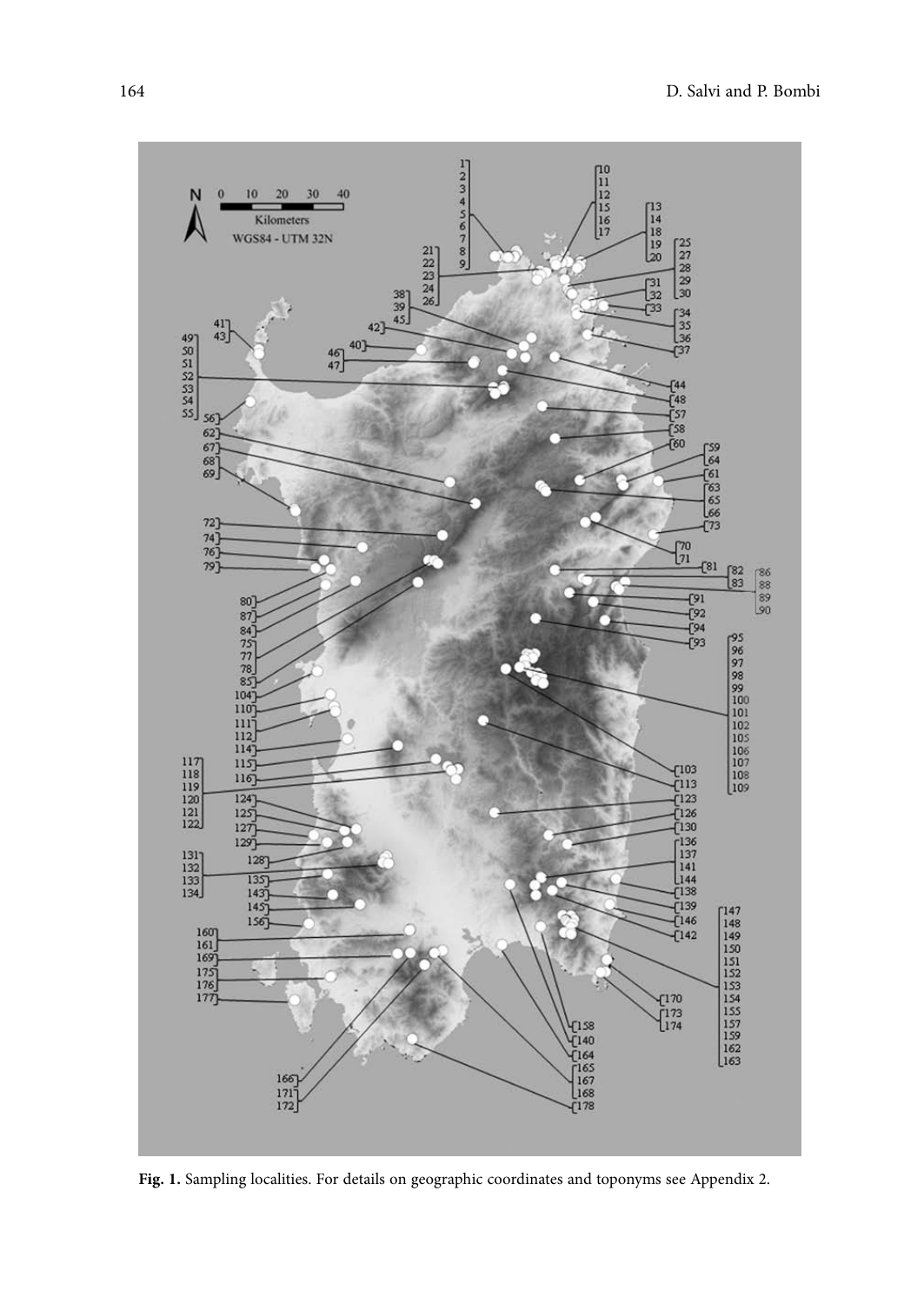**Fig. 1.** Sampling localities. For details on geographic coordinates and toponyms see Appendix 2.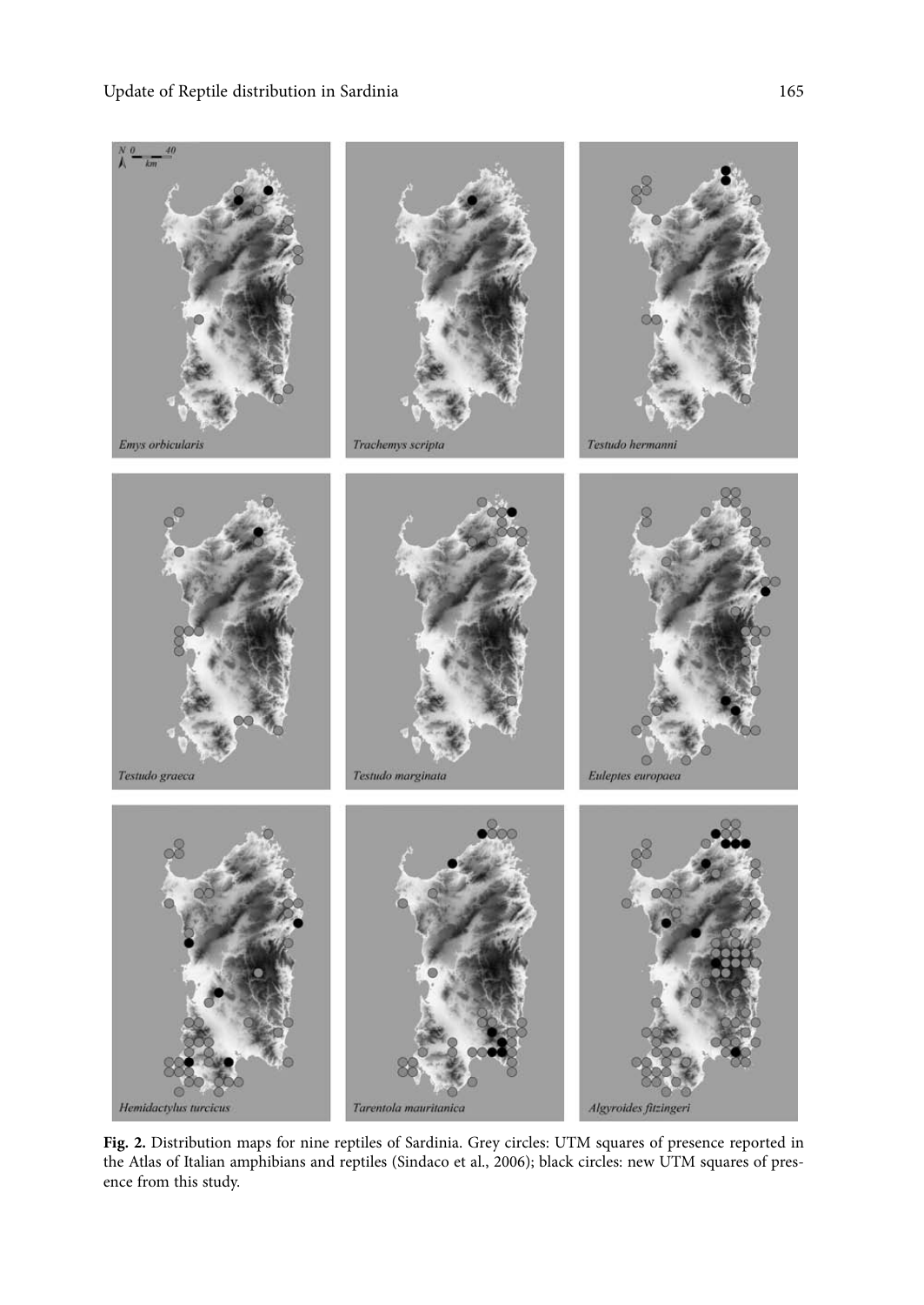**Fig. 2.** Distribution maps for nine reptiles of Sardinia. Grey circles: UTM squares of presence reported in the Atlas of Italian amphibians and reptiles (Sindaco et al., 2006); black circles: new UTM squares of presence from this study.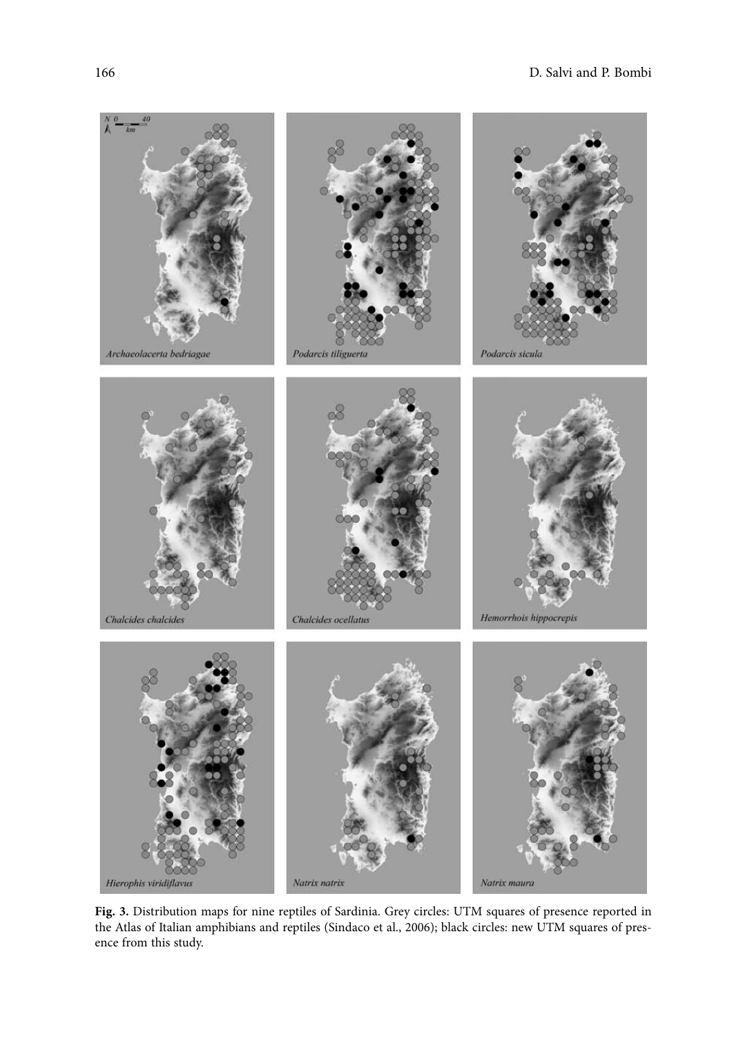**Fig. 3.** Distribution maps for nine reptiles of Sardinia. Grey circles: UTM squares of presence reported in the Atlas of Italian amphibians and reptiles (Sindaco et al., 2006); black circles: new UTM squares of presence from this study.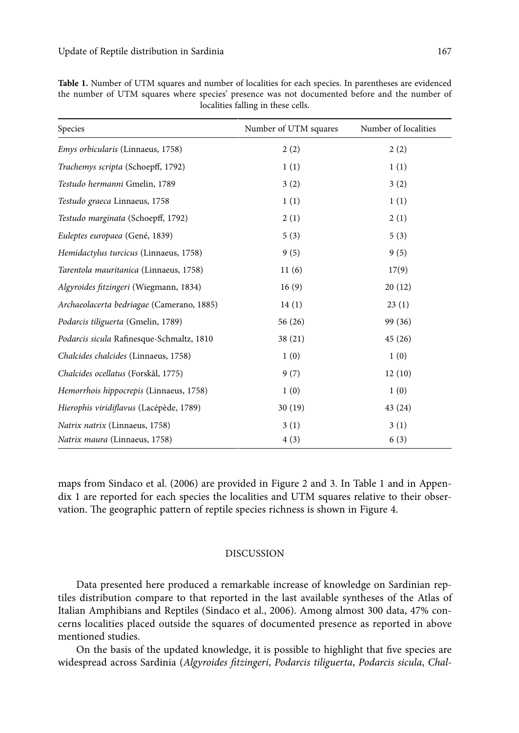**Table 1.** Number of UTM squares and number of localities for each species. In parentheses are evidenced the number of UTM squares where species' presence was not documented before and the number of localities falling in these cells.

| Species | Number of UTM squares | Number of localities |
|---|---|---|
| *Emys orbicularis* (Linnaeus, 1758) | 2 (2) | 2 (2) |
| *Trachemys scripta* (Schoepff, 1792) | 1 (1) | 1 (1) |
| *Testudo hermanni* Gmelin, 1789 | 3 (2) | 3 (2) |
| *Testudo graeca* Linnaeus, 1758 | 1 (1) | 1 (1) |
| *Testudo marginata* (Schoepff, 1792) | 2 (1) | 2 (1) |
| *Euleptes europaea* (Gené, 1839) | 5 (3) | 5 (3) |
| *Hemidactylus turcicus* (Linnaeus, 1758) | 9 (5) | 9 (5) |
| *Tarentola mauritanica* (Linnaeus, 1758) | 11 (6) | 17(9) |
| *Algyroides fitzingeri* (Wiegmann, 1834) | 16 (9) | 20 (12) |
| *Archaeolacerta bedriagae* (Camerano, 1885) | 14 (1) | 23 (1) |
| *Podarcis tiliguerta* (Gmelin, 1789) | 56 (26) | 99 (36) |
| *Podarcis sicula* Rafinesque-Schmaltz, 1810 | 38 (21) | 45 (26) |
| *Chalcides chalcides* (Linnaeus, 1758) | 1 (0) | 1 (0) |
| *Chalcides ocellatus* (Forskål, 1775) | 9 (7) | 12 (10) |
| *Hemorrhois hippocrepis* (Linnaeus, 1758) | 1 (0) | 1 (0) |
| *Hierophis viridiflavus* (Lacépède, 1789) | 30 (19) | 43 (24) |
| *Natrix natrix* (Linnaeus, 1758) | 3 (1) | 3 (1) |
| *Natrix maura* (Linnaeus, 1758) | 4 (3) | 6 (3) |

maps from Sindaco et al. (2006) are provided in Figure 2 and 3. In Table 1 and in Appendix 1 are reported for each species the localities and UTM squares relative to their observation. The geographic pattern of reptile species richness is shown in Figure 4.

## DISCUSSION

Data presented here produced a remarkable increase of knowledge on Sardinian reptiles distribution compare to that reported in the last available syntheses of the Atlas of Italian Amphibians and Reptiles (Sindaco et al., 2006). Among almost 300 data, 47% concerns localities placed outside the squares of documented presence as reported in above mentioned studies.

On the basis of the updated knowledge, it is possible to highlight that five species are widespread across Sardinia (*Algyroides fitzingeri*, *Podarcis tiliguerta*, *Podarcis sicula*, *Chal-*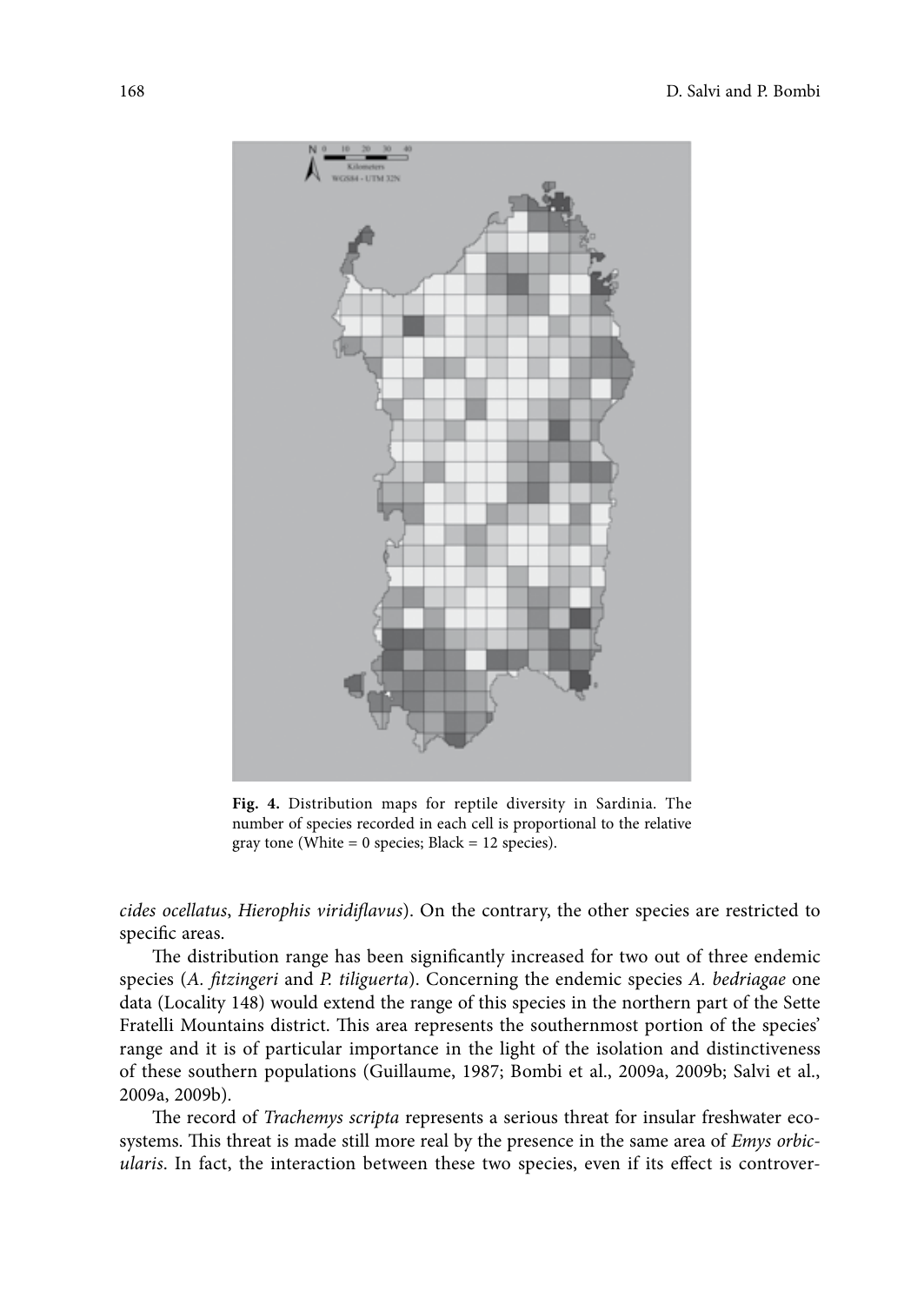**Fig. 4.** Distribution maps for reptile diversity in Sardinia. The number of species recorded in each cell is proportional to the relative gray tone (White = 0 species; Black = 12 species).

*cides ocellatus*, *Hierophis viridiflavus*). On the contrary, the other species are restricted to specific areas.

The distribution range has been significantly increased for two out of three endemic species (*A. fitzingeri* and *P. tiliguerta*). Concerning the endemic species *A. bedriagae* one data (Locality 148) would extend the range of this species in the northern part of the Sette Fratelli Mountains district. This area represents the southernmost portion of the species' range and it is of particular importance in the light of the isolation and distinctiveness of these southern populations (Guillaume, 1987; Bombi et al., 2009a, 2009b; Salvi et al., 2009a, 2009b).

The record of *Trachemys scripta* represents a serious threat for insular freshwater ecosystems. This threat is made still more real by the presence in the same area of *Emys orbicularis*. In fact, the interaction between these two species, even if its effect is controver-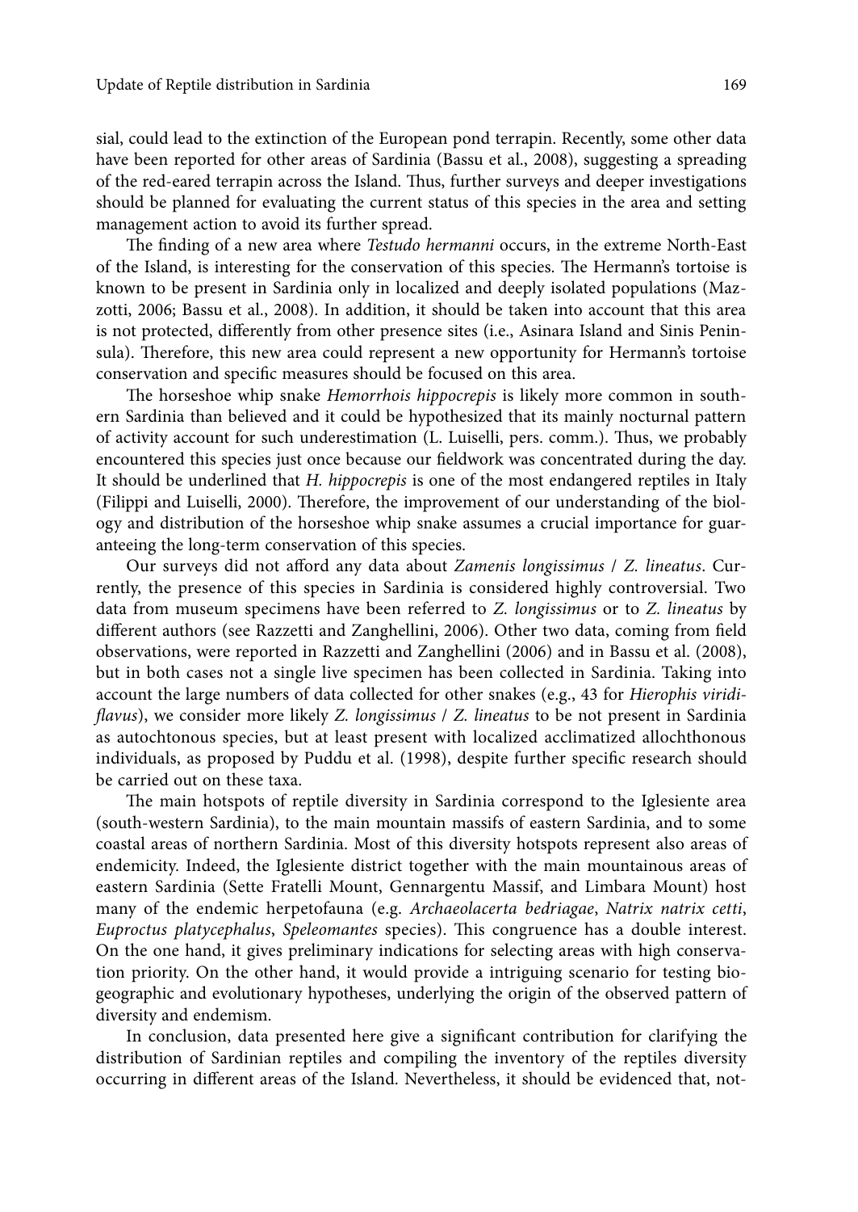sial, could lead to the extinction of the European pond terrapin. Recently, some other data have been reported for other areas of Sardinia (Bassu et al., 2008), suggesting a spreading of the red-eared terrapin across the Island. Thus, further surveys and deeper investigations should be planned for evaluating the current status of this species in the area and setting management action to avoid its further spread.

The finding of a new area where *Testudo hermanni* occurs, in the extreme North-East of the Island, is interesting for the conservation of this species. The Hermann's tortoise is known to be present in Sardinia only in localized and deeply isolated populations (Mazzotti, 2006; Bassu et al., 2008). In addition, it should be taken into account that this area is not protected, differently from other presence sites (i.e., Asinara Island and Sinis Peninsula). Therefore, this new area could represent a new opportunity for Hermann's tortoise conservation and specific measures should be focused on this area.

The horseshoe whip snake *Hemorrhois hippocrepis* is likely more common in southern Sardinia than believed and it could be hypothesized that its mainly nocturnal pattern of activity account for such underestimation (L. Luiselli, pers. comm.). Thus, we probably encountered this species just once because our fieldwork was concentrated during the day. It should be underlined that *H. hippocrepis* is one of the most endangered reptiles in Italy (Filippi and Luiselli, 2000). Therefore, the improvement of our understanding of the biology and distribution of the horseshoe whip snake assumes a crucial importance for guaranteeing the long-term conservation of this species.

Our surveys did not afford any data about *Zamenis longissimus* / *Z. lineatus*. Currently, the presence of this species in Sardinia is considered highly controversial. Two data from museum specimens have been referred to *Z. longissimus* or to *Z. lineatus* by different authors (see Razzetti and Zanghellini, 2006). Other two data, coming from field observations, were reported in Razzetti and Zanghellini (2006) and in Bassu et al. (2008), but in both cases not a single live specimen has been collected in Sardinia. Taking into account the large numbers of data collected for other snakes (e.g., 43 for *Hierophis viridiflavus*), we consider more likely *Z. longissimus* / *Z. lineatus* to be not present in Sardinia as autochtonous species, but at least present with localized acclimatized allochthonous individuals, as proposed by Puddu et al. (1998), despite further specific research should be carried out on these taxa.

The main hotspots of reptile diversity in Sardinia correspond to the Iglesiente area (south-western Sardinia), to the main mountain massifs of eastern Sardinia, and to some coastal areas of northern Sardinia. Most of this diversity hotspots represent also areas of endemicity. Indeed, the Iglesiente district together with the main mountainous areas of eastern Sardinia (Sette Fratelli Mount, Gennargentu Massif, and Limbara Mount) host many of the endemic herpetofauna (e.g. *Archaeolacerta bedriagae*, *Natrix natrix cetti*, *Euproctus platycephalus*, *Speleomantes* species). This congruence has a double interest. On the one hand, it gives preliminary indications for selecting areas with high conservation priority. On the other hand, it would provide a intriguing scenario for testing biogeographic and evolutionary hypotheses, underlying the origin of the observed pattern of diversity and endemism.

In conclusion, data presented here give a significant contribution for clarifying the distribution of Sardinian reptiles and compiling the inventory of the reptiles diversity occurring in different areas of the Island. Nevertheless, it should be evidenced that, not-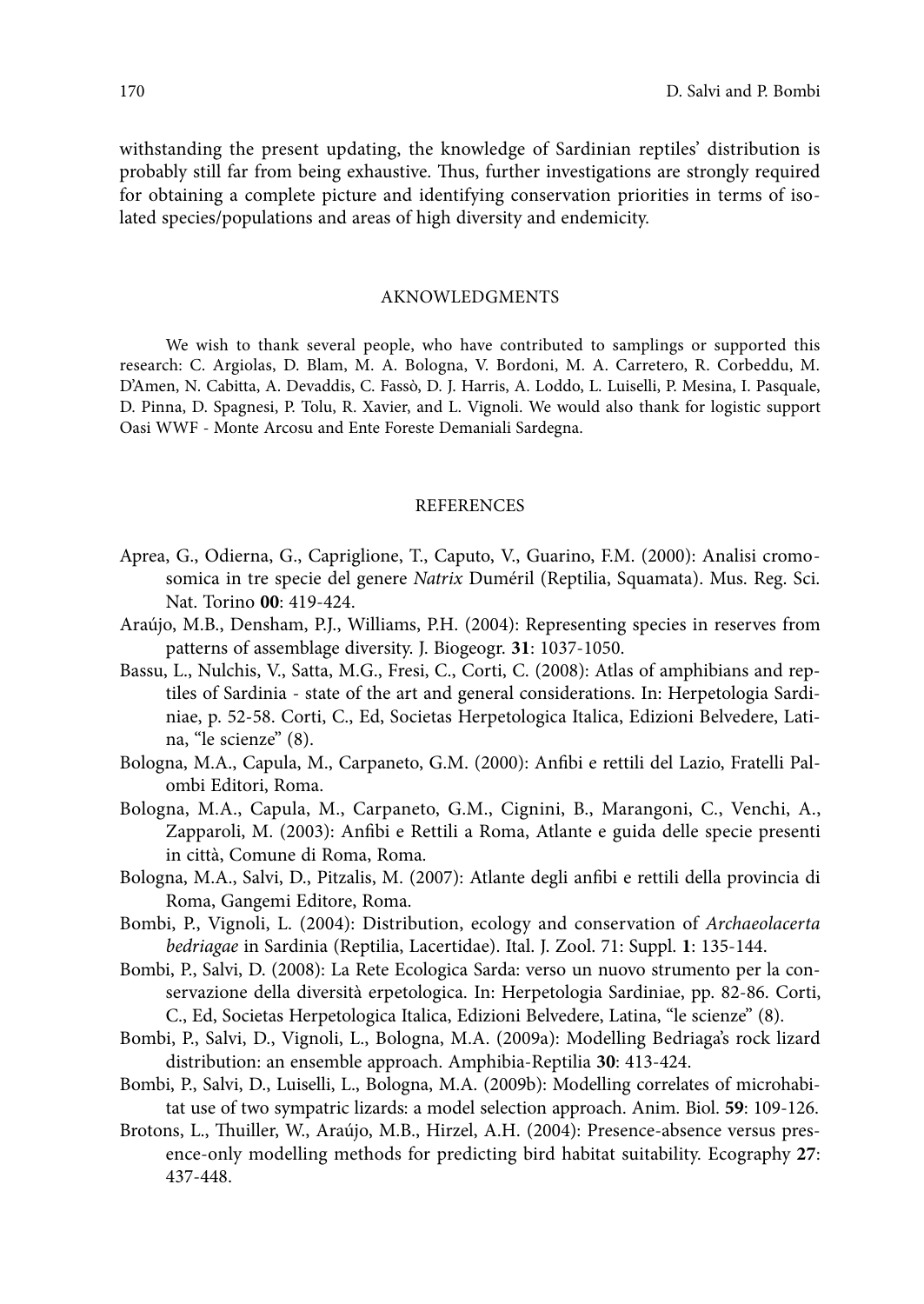withstanding the present updating, the knowledge of Sardinian reptiles' distribution is probably still far from being exhaustive. Thus, further investigations are strongly required for obtaining a complete picture and identifying conservation priorities in terms of isolated species/populations and areas of high diversity and endemicity.

## AKNOWLEDGMENTS

We wish to thank several people, who have contributed to samplings or supported this research: C. Argiolas, D. Blam, M. A. Bologna, V. Bordoni, M. A. Carretero, R. Corbeddu, M. D'Amen, N. Cabitta, A. Devaddis, C. Fassò, D. J. Harris, A. Loddo, L. Luiselli, P. Mesina, I. Pasquale, D. Pinna, D. Spagnesi, P. Tolu, R. Xavier, and L. Vignoli. We would also thank for logistic support Oasi WWF - Monte Arcosu and Ente Foreste Demaniali Sardegna.

## REFERENCES

Aprea, G., Odierna, G., Capriglione, T., Caputo, V., Guarino, F.M. (2000): Analisi cromosomica in tre specie del genere *Natrix* Duméril (Reptilia, Squamata). Mus. Reg. Sci. Nat. Torino **00**: 419-424.

Araújo, M.B., Densham, P.J., Williams, P.H. (2004): Representing species in reserves from patterns of assemblage diversity. J. Biogeogr. **31**: 1037-1050.

Bassu, L., Nulchis, V., Satta, M.G., Fresi, C., Corti, C. (2008): Atlas of amphibians and reptiles of Sardinia - state of the art and general considerations. In: Herpetologia Sardiniae, p. 52-58. Corti, C., Ed, Societas Herpetologica Italica, Edizioni Belvedere, Latina, "le scienze" (8).

Bologna, M.A., Capula, M., Carpaneto, G.M. (2000): Anfibi e rettili del Lazio, Fratelli Palombi Editori, Roma.

Bologna, M.A., Capula, M., Carpaneto, G.M., Cignini, B., Marangoni, C., Venchi, A., Zapparoli, M. (2003): Anfibi e Rettili a Roma, Atlante e guida delle specie presenti in città, Comune di Roma, Roma.

Bologna, M.A., Salvi, D., Pitzalis, M. (2007): Atlante degli anfibi e rettili della provincia di Roma, Gangemi Editore, Roma.

Bombi, P., Vignoli, L. (2004): Distribution, ecology and conservation of *Archaeolacerta bedriagae* in Sardinia (Reptilia, Lacertidae). Ital. J. Zool. 71: Suppl. **1**: 135-144.

Bombi, P., Salvi, D. (2008): La Rete Ecologica Sarda: verso un nuovo strumento per la conservazione della diversità erpetologica. In: Herpetologia Sardiniae, pp. 82-86. Corti, C., Ed, Societas Herpetologica Italica, Edizioni Belvedere, Latina, "le scienze" (8).

Bombi, P., Salvi, D., Vignoli, L., Bologna, M.A. (2009a): Modelling Bedriaga's rock lizard distribution: an ensemble approach. Amphibia-Reptilia **30**: 413-424.

Bombi, P., Salvi, D., Luiselli, L., Bologna, M.A. (2009b): Modelling correlates of microhabitat use of two sympatric lizards: a model selection approach. Anim. Biol. **59**: 109-126.

Brotons, L., Thuiller, W., Araújo, M.B., Hirzel, A.H. (2004): Presence-absence versus presence-only modelling methods for predicting bird habitat suitability. Ecography **27**: 437-448.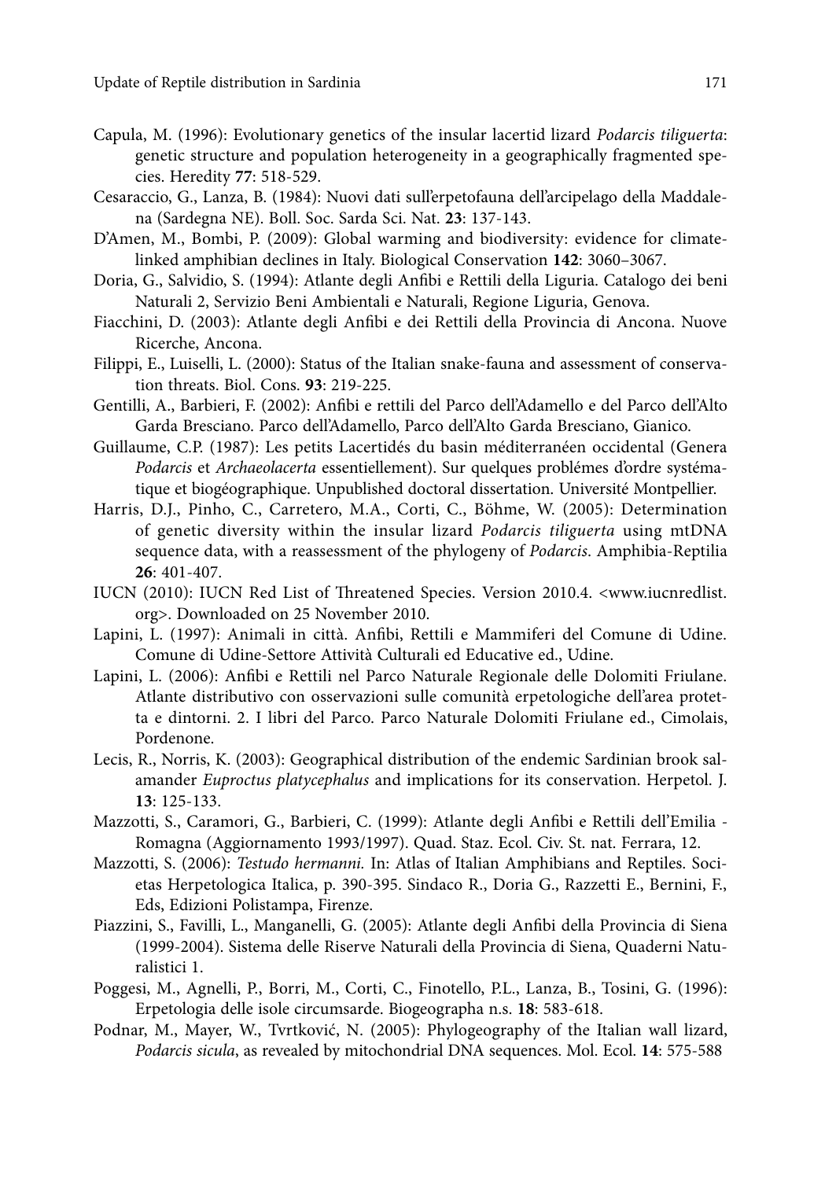Capula, M. (1996): Evolutionary genetics of the insular lacertid lizard *Podarcis tiliguerta*: genetic structure and population heterogeneity in a geographically fragmented species. Heredity **77**: 518-529.

Cesaraccio, G., Lanza, B. (1984): Nuovi dati sull'erpetofauna dell'arcipelago della Maddalena (Sardegna NE). Boll. Soc. Sarda Sci. Nat. **23**: 137-143.

D'Amen, M., Bombi, P. (2009): Global warming and biodiversity: evidence for climate-linked amphibian declines in Italy. Biological Conservation **142**: 3060–3067.

Doria, G., Salvidio, S. (1994): Atlante degli Anfibi e Rettili della Liguria. Catalogo dei beni Naturali 2, Servizio Beni Ambientali e Naturali, Regione Liguria, Genova.

Fiacchini, D. (2003): Atlante degli Anfibi e dei Rettili della Provincia di Ancona. Nuove Ricerche, Ancona.

Filippi, E., Luiselli, L. (2000): Status of the Italian snake-fauna and assessment of conservation threats. Biol. Cons. **93**: 219-225.

Gentilli, A., Barbieri, F. (2002): Anfibi e rettili del Parco dell'Adamello e del Parco dell'Alto Garda Bresciano. Parco dell'Adamello, Parco dell'Alto Garda Bresciano, Gianico.

Guillaume, C.P. (1987): Les petits Lacertidés du basin méditerranéen occidental (Genera *Podarcis* et *Archaeolacerta* essentiellement). Sur quelques problémes d'ordre systématique et biogéographique. Unpublished doctoral dissertation. Université Montpellier.

Harris, D.J., Pinho, C., Carretero, M.A., Corti, C., Böhme, W. (2005): Determination of genetic diversity within the insular lizard *Podarcis tiliguerta* using mtDNA sequence data, with a reassessment of the phylogeny of *Podarcis*. Amphibia-Reptilia **26**: 401-407.

IUCN (2010): IUCN Red List of Threatened Species. Version 2010.4. <www.iucnredlist.org>. Downloaded on 25 November 2010.

Lapini, L. (1997): Animali in città. Anfibi, Rettili e Mammiferi del Comune di Udine. Comune di Udine-Settore Attività Culturali ed Educative ed., Udine.

Lapini, L. (2006): Anfibi e Rettili nel Parco Naturale Regionale delle Dolomiti Friulane. Atlante distributivo con osservazioni sulle comunità erpetologiche dell'area protetta e dintorni. 2. I libri del Parco. Parco Naturale Dolomiti Friulane ed., Cimolais, Pordenone.

Lecis, R., Norris, K. (2003): Geographical distribution of the endemic Sardinian brook salamander *Euproctus platycephalus* and implications for its conservation. Herpetol. J. **13**: 125-133.

Mazzotti, S., Caramori, G., Barbieri, C. (1999): Atlante degli Anfibi e Rettili dell'Emilia - Romagna (Aggiornamento 1993/1997). Quad. Staz. Ecol. Civ. St. nat. Ferrara, 12.

Mazzotti, S. (2006): *Testudo hermanni.* In: Atlas of Italian Amphibians and Reptiles. Societas Herpetologica Italica, p. 390-395. Sindaco R., Doria G., Razzetti E., Bernini, F., Eds, Edizioni Polistampa, Firenze.

Piazzini, S., Favilli, L., Manganelli, G. (2005): Atlante degli Anfibi della Provincia di Siena (1999-2004). Sistema delle Riserve Naturali della Provincia di Siena, Quaderni Naturalistici 1.

Poggesi, M., Agnelli, P., Borri, M., Corti, C., Finotello, P.L., Lanza, B., Tosini, G. (1996): Erpetologia delle isole circumsarde. Biogeographa n.s. **18**: 583-618.

Podnar, M., Mayer, W., Tvrtković, N. (2005): Phylogeography of the Italian wall lizard, *Podarcis sicula*, as revealed by mitochondrial DNA sequences. Mol. Ecol. **14**: 575-588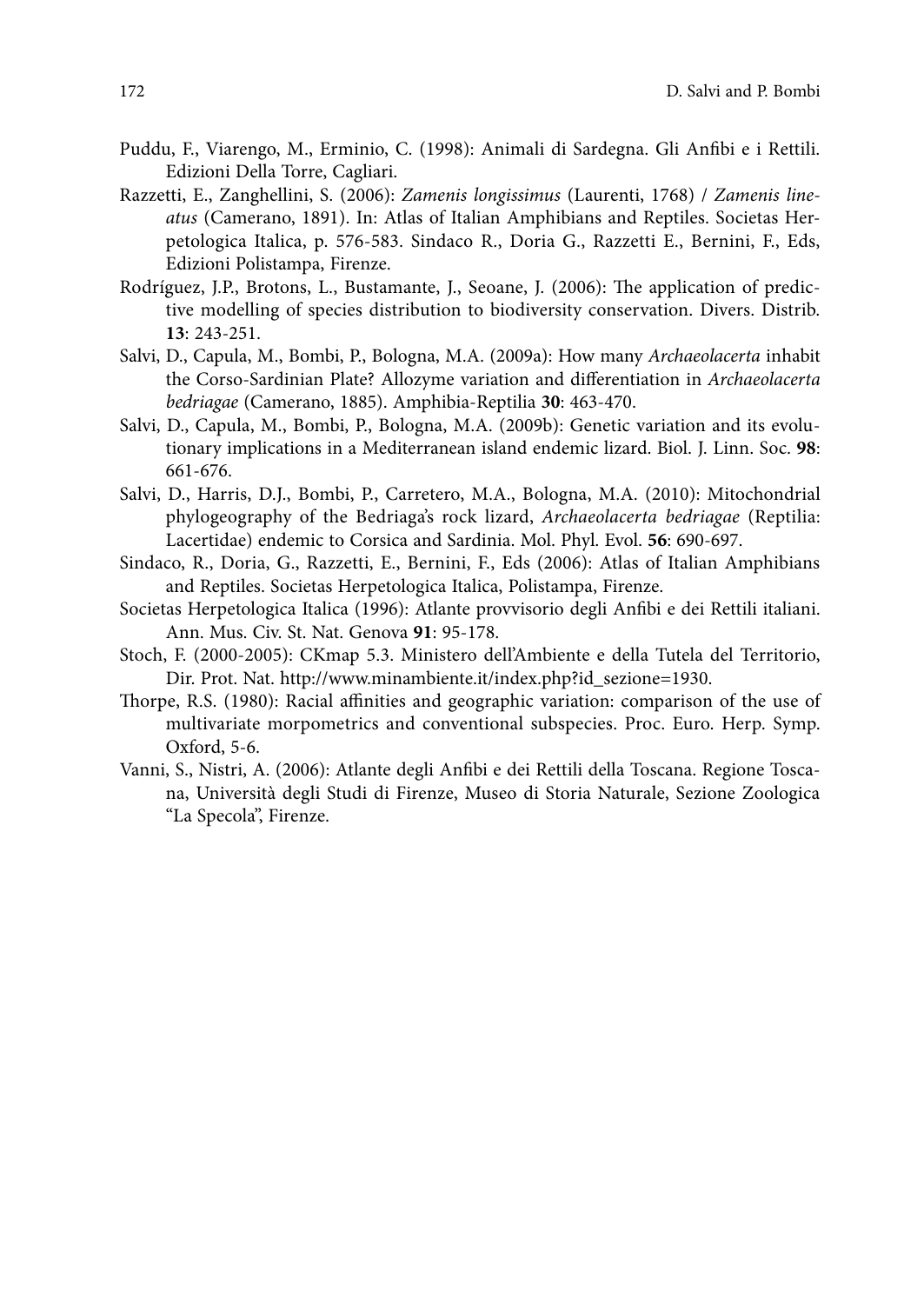Puddu, F., Viarengo, M., Erminio, C. (1998): Animali di Sardegna. Gli Anfibi e i Rettili. Edizioni Della Torre, Cagliari.

Razzetti, E., Zanghellini, S. (2006): *Zamenis longissimus* (Laurenti, 1768) / *Zamenis lineatus* (Camerano, 1891). In: Atlas of Italian Amphibians and Reptiles. Societas Herpetologica Italica, p. 576-583. Sindaco R., Doria G., Razzetti E., Bernini, F., Eds, Edizioni Polistampa, Firenze.

Rodríguez, J.P., Brotons, L., Bustamante, J., Seoane, J. (2006): The application of predictive modelling of species distribution to biodiversity conservation. Divers. Distrib. **13**: 243-251.

Salvi, D., Capula, M., Bombi, P., Bologna, M.A. (2009a): How many *Archaeolacerta* inhabit the Corso-Sardinian Plate? Allozyme variation and differentiation in *Archaeolacerta bedriagae* (Camerano, 1885). Amphibia-Reptilia **30**: 463-470.

Salvi, D., Capula, M., Bombi, P., Bologna, M.A. (2009b): Genetic variation and its evolutionary implications in a Mediterranean island endemic lizard. Biol. J. Linn. Soc. **98**: 661-676.

Salvi, D., Harris, D.J., Bombi, P., Carretero, M.A., Bologna, M.A. (2010): Mitochondrial phylogeography of the Bedriaga's rock lizard, *Archaeolacerta bedriagae* (Reptilia: Lacertidae) endemic to Corsica and Sardinia. Mol. Phyl. Evol. **56**: 690-697.

Sindaco, R., Doria, G., Razzetti, E., Bernini, F., Eds (2006): Atlas of Italian Amphibians and Reptiles. Societas Herpetologica Italica, Polistampa, Firenze.

Societas Herpetologica Italica (1996): Atlante provvisorio degli Anfibi e dei Rettili italiani. Ann. Mus. Civ. St. Nat. Genova **91**: 95-178.

Stoch, F. (2000-2005): CKmap 5.3. Ministero dell'Ambiente e della Tutela del Territorio, Dir. Prot. Nat. http://www.minambiente.it/index.php?id_sezione=1930.

Thorpe, R.S. (1980): Racial affinities and geographic variation: comparison of the use of multivariate morpometrics and conventional subspecies. Proc. Euro. Herp. Symp. Oxford, 5-6.

Vanni, S., Nistri, A. (2006): Atlante degli Anfibi e dei Rettili della Toscana. Regione Toscana, Università degli Studi di Firenze, Museo di Storia Naturale, Sezione Zoologica "La Specola", Firenze.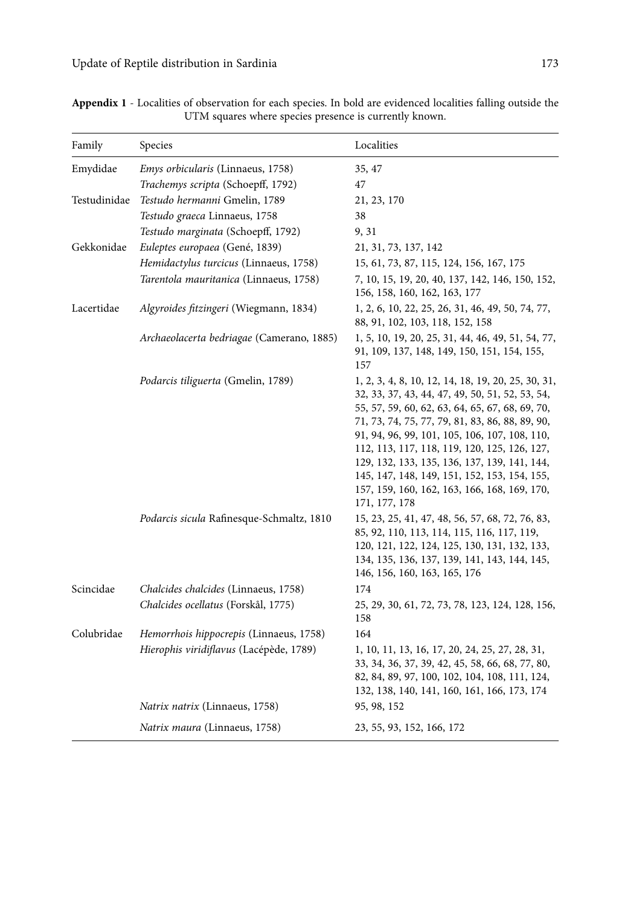**Appendix 1** - Localities of observation for each species. In bold are evidenced localities falling outside the UTM squares where species presence is currently known.

| Family | Species | Localities |
|---|---|---|
| Emydidae | *Emys orbicularis* (Linnaeus, 1758) | 35, 47 |
| | *Trachemys scripta* (Schoepff, 1792) | 47 |
| Testudinidae | *Testudo hermanni* Gmelin, 1789 | 21, 23, 170 |
| | *Testudo graeca* Linnaeus, 1758 | 38 |
| | *Testudo marginata* (Schoepff, 1792) | 9, 31 |
| Gekkonidae | *Euleptes europaea* (Gené, 1839) | 21, 31, 73, 137, 142 |
| | *Hemidactylus turcicus* (Linnaeus, 1758) | 15, 61, 73, 87, 115, 124, 156, 167, 175 |
| | *Tarentola mauritanica* (Linnaeus, 1758) | 7, 10, 15, 19, 20, 40, 137, 142, 146, 150, 152, 156, 158, 160, 162, 163, 177 |
| Lacertidae | *Algyroides fitzingeri* (Wiegmann, 1834) | 1, 2, 6, 10, 22, 25, 26, 31, 46, 49, 50, 74, 77, 88, 91, 102, 103, 118, 152, 158 |
| | *Archaeolacerta bedriagae* (Camerano, 1885) | 1, 5, 10, 19, 20, 25, 31, 44, 46, 49, 51, 54, 77, 91, 109, 137, 148, 149, 150, 151, 154, 155, 157 |
| | *Podarcis tiliguerta* (Gmelin, 1789) | 1, 2, 3, 4, 8, 10, 12, 14, 18, 19, 20, 25, 30, 31, 32, 33, 37, 43, 44, 47, 49, 50, 51, 52, 53, 54, 55, 57, 59, 60, 62, 63, 64, 65, 67, 68, 69, 70, 71, 73, 74, 75, 77, 79, 81, 83, 86, 88, 89, 90, 91, 94, 96, 99, 101, 105, 106, 107, 108, 110, 112, 113, 117, 118, 119, 120, 125, 126, 127, 129, 132, 133, 135, 136, 137, 139, 141, 144, 145, 147, 148, 149, 151, 152, 153, 154, 155, 157, 159, 160, 162, 163, 166, 168, 169, 170, 171, 177, 178 |
| | *Podarcis sicula* Rafinesque-Schmaltz, 1810 | 15, 23, 25, 41, 47, 48, 56, 57, 68, 72, 76, 83, 85, 92, 110, 113, 114, 115, 116, 117, 119, 120, 121, 122, 124, 125, 130, 131, 132, 133, 134, 135, 136, 137, 139, 141, 143, 144, 145, 146, 156, 160, 163, 165, 176 |
| Scincidae | *Chalcides chalcides* (Linnaeus, 1758) | 174 |
| | *Chalcides ocellatus* (Forskål, 1775) | 25, 29, 30, 61, 72, 73, 78, 123, 124, 128, 156, 158 |
| Colubridae | *Hemorrhois hippocrepis* (Linnaeus, 1758) | 164 |
| | *Hierophis viridiflavus* (Lacépède, 1789) | 1, 10, 11, 13, 16, 17, 20, 24, 25, 27, 28, 31, 33, 34, 36, 37, 39, 42, 45, 58, 66, 68, 77, 80, 82, 84, 89, 97, 100, 102, 104, 108, 111, 124, 132, 138, 140, 141, 160, 161, 166, 173, 174 |
| | *Natrix natrix* (Linnaeus, 1758) | 95, 98, 152 |
| | *Natrix maura* (Linnaeus, 1758) | 23, 55, 93, 152, 166, 172 |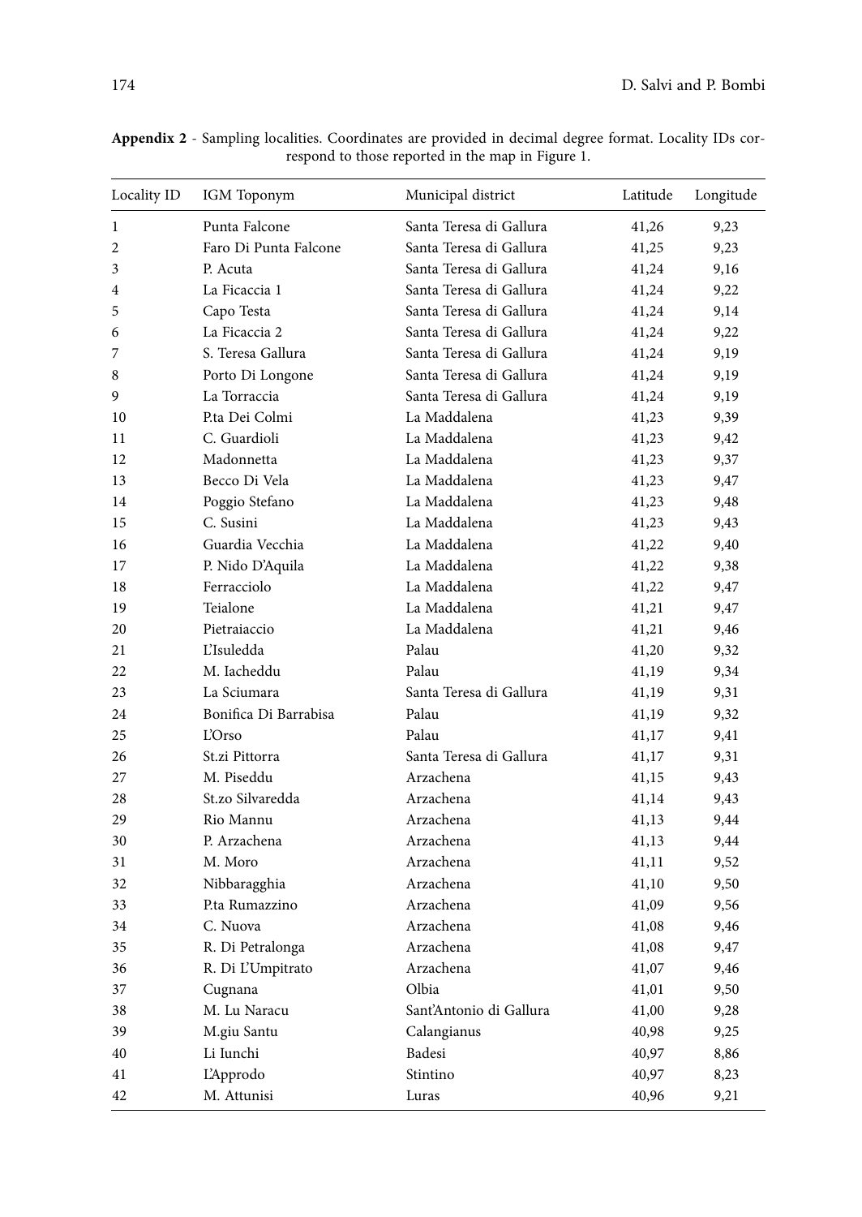**Appendix 2** - Sampling localities. Coordinates are provided in decimal degree format. Locality IDs correspond to those reported in the map in Figure 1.

| Locality ID | IGM Toponym | Municipal district | Latitude | Longitude |
|---|---|---|---|---|
| 1 | Punta Falcone | Santa Teresa di Gallura | 41,26 | 9,23 |
| 2 | Faro Di Punta Falcone | Santa Teresa di Gallura | 41,25 | 9,23 |
| 3 | P. Acuta | Santa Teresa di Gallura | 41,24 | 9,16 |
| 4 | La Ficaccia 1 | Santa Teresa di Gallura | 41,24 | 9,22 |
| 5 | Capo Testa | Santa Teresa di Gallura | 41,24 | 9,14 |
| 6 | La Ficaccia 2 | Santa Teresa di Gallura | 41,24 | 9,22 |
| 7 | S. Teresa Gallura | Santa Teresa di Gallura | 41,24 | 9,19 |
| 8 | Porto Di Longone | Santa Teresa di Gallura | 41,24 | 9,19 |
| 9 | La Torraccia | Santa Teresa di Gallura | 41,24 | 9,19 |
| 10 | P.ta Dei Colmi | La Maddalena | 41,23 | 9,39 |
| 11 | C. Guardioli | La Maddalena | 41,23 | 9,42 |
| 12 | Madonnetta | La Maddalena | 41,23 | 9,37 |
| 13 | Becco Di Vela | La Maddalena | 41,23 | 9,47 |
| 14 | Poggio Stefano | La Maddalena | 41,23 | 9,48 |
| 15 | C. Susini | La Maddalena | 41,23 | 9,43 |
| 16 | Guardia Vecchia | La Maddalena | 41,22 | 9,40 |
| 17 | P. Nido D'Aquila | La Maddalena | 41,22 | 9,38 |
| 18 | Ferracciolo | La Maddalena | 41,22 | 9,47 |
| 19 | Teialone | La Maddalena | 41,21 | 9,47 |
| 20 | Pietraiaccio | La Maddalena | 41,21 | 9,46 |
| 21 | L'Isuledda | Palau | 41,20 | 9,32 |
| 22 | M. Iacheddu | Palau | 41,19 | 9,34 |
| 23 | La Sciumara | Santa Teresa di Gallura | 41,19 | 9,31 |
| 24 | Bonifica Di Barrabisa | Palau | 41,19 | 9,32 |
| 25 | L'Orso | Palau | 41,17 | 9,41 |
| 26 | St.zi Pittorra | Santa Teresa di Gallura | 41,17 | 9,31 |
| 27 | M. Piseddu | Arzachena | 41,15 | 9,43 |
| 28 | St.zo Silvaredda | Arzachena | 41,14 | 9,43 |
| 29 | Rio Mannu | Arzachena | 41,13 | 9,44 |
| 30 | P. Arzachena | Arzachena | 41,13 | 9,44 |
| 31 | M. Moro | Arzachena | 41,11 | 9,52 |
| 32 | Nibbaragghia | Arzachena | 41,10 | 9,50 |
| 33 | P.ta Rumazzino | Arzachena | 41,09 | 9,56 |
| 34 | C. Nuova | Arzachena | 41,08 | 9,46 |
| 35 | R. Di Petralonga | Arzachena | 41,08 | 9,47 |
| 36 | R. Di L'Umpitrato | Arzachena | 41,07 | 9,46 |
| 37 | Cugnana | Olbia | 41,01 | 9,50 |
| 38 | M. Lu Naracu | Sant'Antonio di Gallura | 41,00 | 9,28 |
| 39 | M.giu Santu | Calangianus | 40,98 | 9,25 |
| 40 | Li Iunchi | Badesi | 40,97 | 8,86 |
| 41 | L'Approdo | Stintino | 40,97 | 8,23 |
| 42 | M. Attunisi | Luras | 40,96 | 9,21 |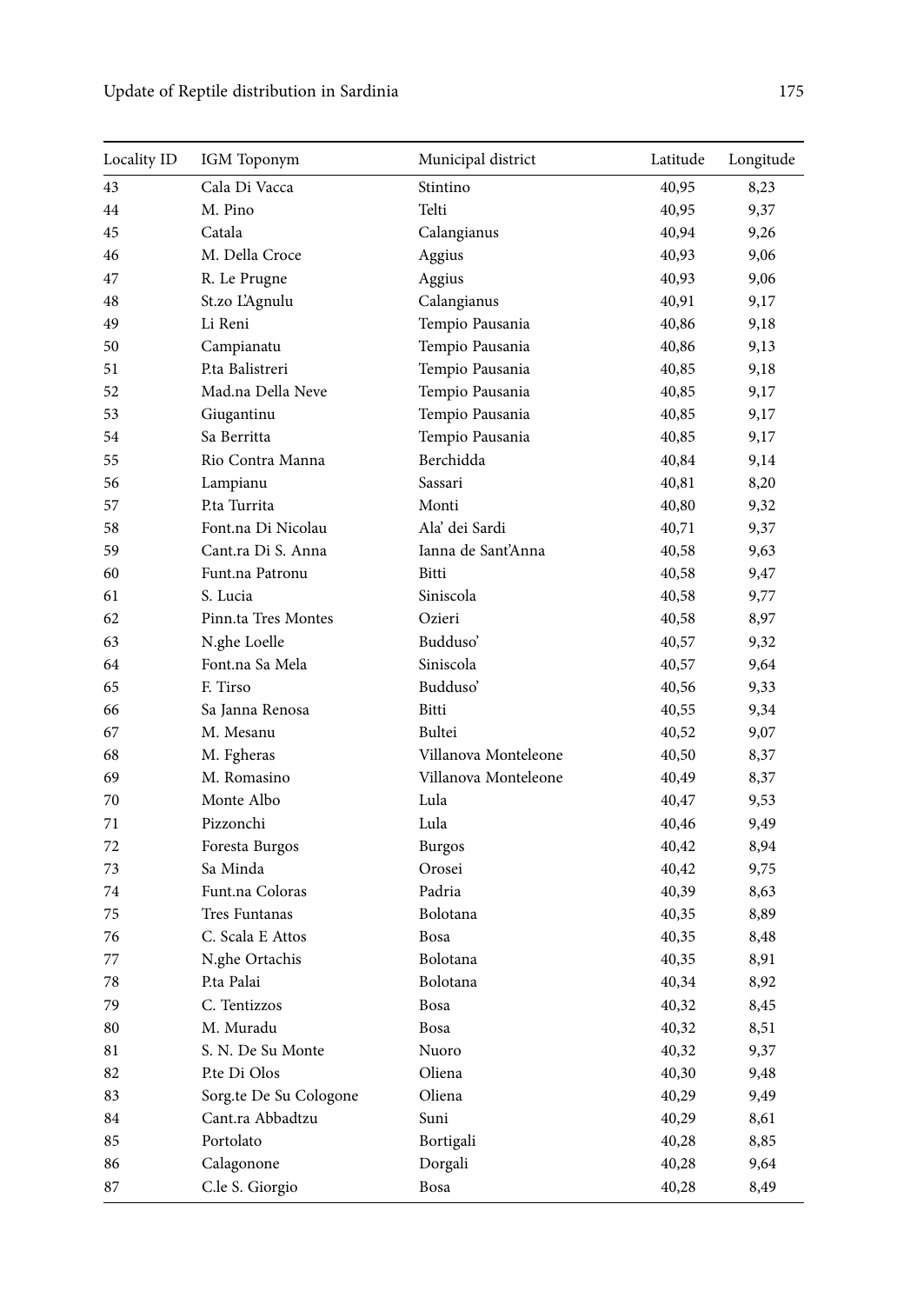| Locality ID | IGM Toponym | Municipal district | Latitude | Longitude |
|---|---|---|---|---|
| 43 | Cala Di Vacca | Stintino | 40,95 | 8,23 |
| 44 | M. Pino | Telti | 40,95 | 9,37 |
| 45 | Catala | Calangianus | 40,94 | 9,26 |
| 46 | M. Della Croce | Aggius | 40,93 | 9,06 |
| 47 | R. Le Prugne | Aggius | 40,93 | 9,06 |
| 48 | St.zo L'Agnulu | Calangianus | 40,91 | 9,17 |
| 49 | Li Reni | Tempio Pausania | 40,86 | 9,18 |
| 50 | Campianatu | Tempio Pausania | 40,86 | 9,13 |
| 51 | P.ta Balistreri | Tempio Pausania | 40,85 | 9,18 |
| 52 | Mad.na Della Neve | Tempio Pausania | 40,85 | 9,17 |
| 53 | Giugantinu | Tempio Pausania | 40,85 | 9,17 |
| 54 | Sa Berritta | Tempio Pausania | 40,85 | 9,17 |
| 55 | Rio Contra Manna | Berchidda | 40,84 | 9,14 |
| 56 | Lampianu | Sassari | 40,81 | 8,20 |
| 57 | P.ta Turrita | Monti | 40,80 | 9,32 |
| 58 | Font.na Di Nicolau | Ala' dei Sardi | 40,71 | 9,37 |
| 59 | Cant.ra Di S. Anna | Ianna de Sant'Anna | 40,58 | 9,63 |
| 60 | Funt.na Patronu | Bitti | 40,58 | 9,47 |
| 61 | S. Lucia | Siniscola | 40,58 | 9,77 |
| 62 | Pinn.ta Tres Montes | Ozieri | 40,58 | 8,97 |
| 63 | N.ghe Loelle | Budduso' | 40,57 | 9,32 |
| 64 | Font.na Sa Mela | Siniscola | 40,57 | 9,64 |
| 65 | F. Tirso | Budduso' | 40,56 | 9,33 |
| 66 | Sa Janna Renosa | Bitti | 40,55 | 9,34 |
| 67 | M. Mesanu | Bultei | 40,52 | 9,07 |
| 68 | M. Fgheras | Villanova Monteleone | 40,50 | 8,37 |
| 69 | M. Romasino | Villanova Monteleone | 40,49 | 8,37 |
| 70 | Monte Albo | Lula | 40,47 | 9,53 |
| 71 | Pizzonchi | Lula | 40,46 | 9,49 |
| 72 | Foresta Burgos | Burgos | 40,42 | 8,94 |
| 73 | Sa Minda | Orosei | 40,42 | 9,75 |
| 74 | Funt.na Coloras | Padria | 40,39 | 8,63 |
| 75 | Tres Funtanas | Bolotana | 40,35 | 8,89 |
| 76 | C. Scala E Attos | Bosa | 40,35 | 8,48 |
| 77 | N.ghe Ortachis | Bolotana | 40,35 | 8,91 |
| 78 | P.ta Palai | Bolotana | 40,34 | 8,92 |
| 79 | C. Tentizzos | Bosa | 40,32 | 8,45 |
| 80 | M. Muradu | Bosa | 40,32 | 8,51 |
| 81 | S. N. De Su Monte | Nuoro | 40,32 | 9,37 |
| 82 | P.te Di Olos | Oliena | 40,30 | 9,48 |
| 83 | Sorg.te De Su Cologone | Oliena | 40,29 | 9,49 |
| 84 | Cant.ra Abbadtzu | Suni | 40,29 | 8,61 |
| 85 | Portolato | Bortigali | 40,28 | 8,85 |
| 86 | Calagonone | Dorgali | 40,28 | 9,64 |
| 87 | C.le S. Giorgio | Bosa | 40,28 | 8,49 |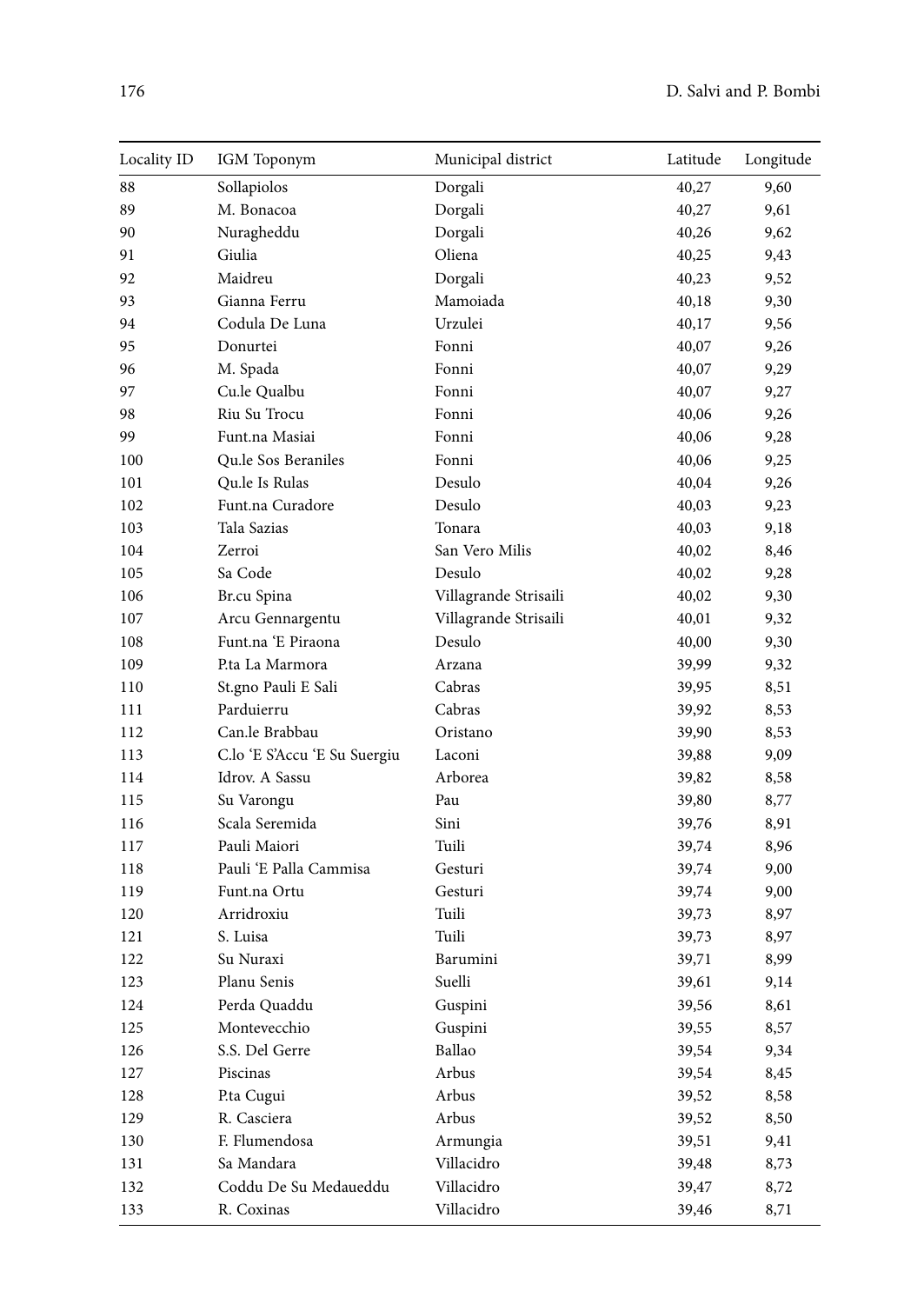| Locality ID | IGM Toponym | Municipal district | Latitude | Longitude |
|---|---|---|---|---|
| 88 | Sollapiolos | Dorgali | 40,27 | 9,60 |
| 89 | M. Bonacoa | Dorgali | 40,27 | 9,61 |
| 90 | Nuragheddu | Dorgali | 40,26 | 9,62 |
| 91 | Giulia | Oliena | 40,25 | 9,43 |
| 92 | Maidreu | Dorgali | 40,23 | 9,52 |
| 93 | Gianna Ferru | Mamoiada | 40,18 | 9,30 |
| 94 | Codula De Luna | Urzulei | 40,17 | 9,56 |
| 95 | Donurtei | Fonni | 40,07 | 9,26 |
| 96 | M. Spada | Fonni | 40,07 | 9,29 |
| 97 | Cu.le Qualbu | Fonni | 40,07 | 9,27 |
| 98 | Riu Su Trocu | Fonni | 40,06 | 9,26 |
| 99 | Funt.na Masiai | Fonni | 40,06 | 9,28 |
| 100 | Qu.le Sos Beraniles | Fonni | 40,06 | 9,25 |
| 101 | Qu.le Is Rulas | Desulo | 40,04 | 9,26 |
| 102 | Funt.na Curadore | Desulo | 40,03 | 9,23 |
| 103 | Tala Sazias | Tonara | 40,03 | 9,18 |
| 104 | Zerroi | San Vero Milis | 40,02 | 8,46 |
| 105 | Sa Code | Desulo | 40,02 | 9,28 |
| 106 | Br.cu Spina | Villagrande Strisaili | 40,02 | 9,30 |
| 107 | Arcu Gennargentu | Villagrande Strisaili | 40,01 | 9,32 |
| 108 | Funt.na 'E Piraona | Desulo | 40,00 | 9,30 |
| 109 | P.ta La Marmora | Arzana | 39,99 | 9,32 |
| 110 | St.gno Pauli E Sali | Cabras | 39,95 | 8,51 |
| 111 | Parduierru | Cabras | 39,92 | 8,53 |
| 112 | Can.le Brabbau | Oristano | 39,90 | 8,53 |
| 113 | C.lo 'E S'Accu 'E Su Suergiu | Laconi | 39,88 | 9,09 |
| 114 | Idrov. A Sassu | Arborea | 39,82 | 8,58 |
| 115 | Su Varongu | Pau | 39,80 | 8,77 |
| 116 | Scala Seremida | Sini | 39,76 | 8,91 |
| 117 | Pauli Maiori | Tuili | 39,74 | 8,96 |
| 118 | Pauli 'E Palla Cammisa | Gesturi | 39,74 | 9,00 |
| 119 | Funt.na Ortu | Gesturi | 39,74 | 9,00 |
| 120 | Arridroxiu | Tuili | 39,73 | 8,97 |
| 121 | S. Luisa | Tuili | 39,73 | 8,97 |
| 122 | Su Nuraxi | Barumini | 39,71 | 8,99 |
| 123 | Planu Senis | Suelli | 39,61 | 9,14 |
| 124 | Perda Quaddu | Guspini | 39,56 | 8,61 |
| 125 | Montevecchio | Guspini | 39,55 | 8,57 |
| 126 | S.S. Del Gerre | Ballao | 39,54 | 9,34 |
| 127 | Piscinas | Arbus | 39,54 | 8,45 |
| 128 | P.ta Cugui | Arbus | 39,52 | 8,58 |
| 129 | R. Casciera | Arbus | 39,52 | 8,50 |
| 130 | F. Flumendosa | Armungia | 39,51 | 9,41 |
| 131 | Sa Mandara | Villacidro | 39,48 | 8,73 |
| 132 | Coddu De Su Medaueddu | Villacidro | 39,47 | 8,72 |
| 133 | R. Coxinas | Villacidro | 39,46 | 8,71 |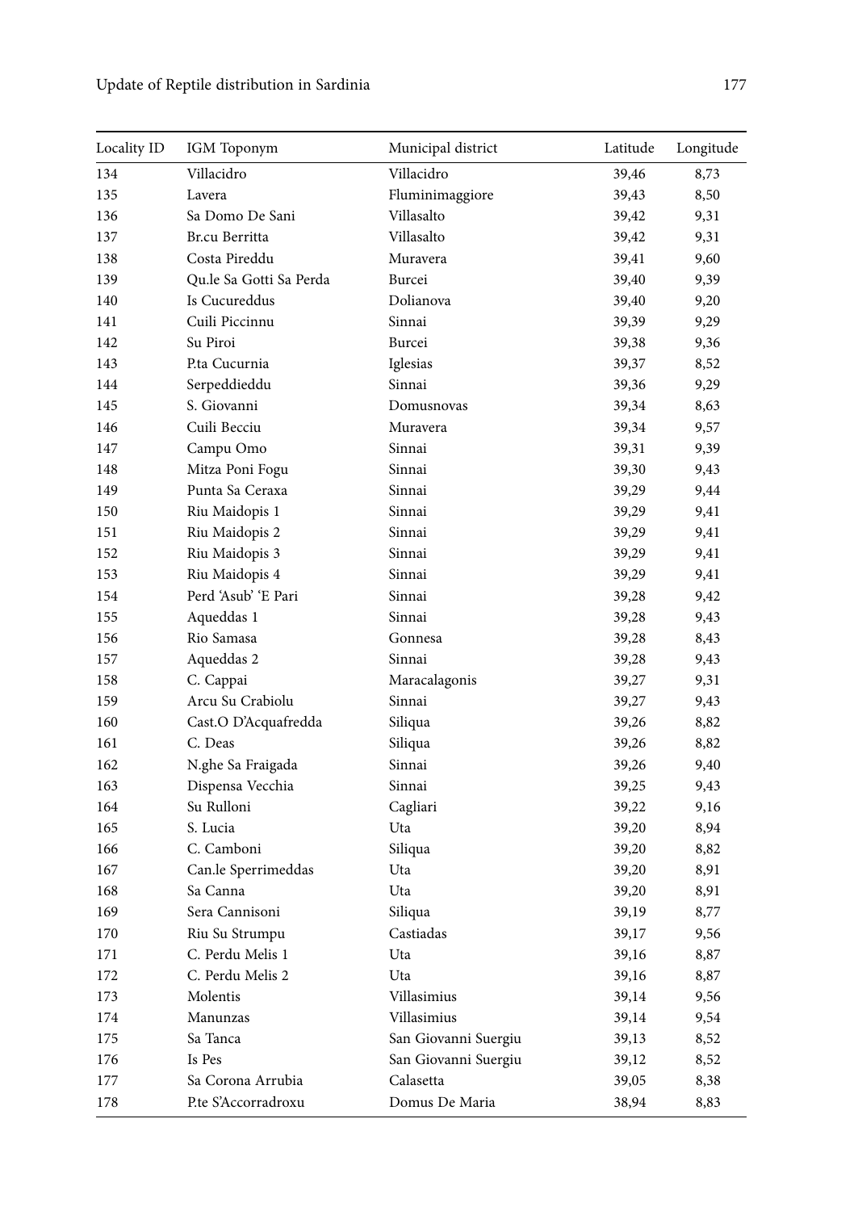| Locality ID | IGM Toponym | Municipal district | Latitude | Longitude |
|---|---|---|---|---|
| 134 | Villacidro | Villacidro | 39,46 | 8,73 |
| 135 | Lavera | Fluminimaggiore | 39,43 | 8,50 |
| 136 | Sa Domo De Sani | Villasalto | 39,42 | 9,31 |
| 137 | Br.cu Berritta | Villasalto | 39,42 | 9,31 |
| 138 | Costa Pireddu | Muravera | 39,41 | 9,60 |
| 139 | Qu.le Sa Gotti Sa Perda | Burcei | 39,40 | 9,39 |
| 140 | Is Cucureddus | Dolianova | 39,40 | 9,20 |
| 141 | Cuili Piccinnu | Sinnai | 39,39 | 9,29 |
| 142 | Su Piroi | Burcei | 39,38 | 9,36 |
| 143 | P.ta Cucurnia | Iglesias | 39,37 | 8,52 |
| 144 | Serpeddieddu | Sinnai | 39,36 | 9,29 |
| 145 | S. Giovanni | Domusnovas | 39,34 | 8,63 |
| 146 | Cuili Becciu | Muravera | 39,34 | 9,57 |
| 147 | Campu Omo | Sinnai | 39,31 | 9,39 |
| 148 | Mitza Poni Fogu | Sinnai | 39,30 | 9,43 |
| 149 | Punta Sa Ceraxa | Sinnai | 39,29 | 9,44 |
| 150 | Riu Maidopis 1 | Sinnai | 39,29 | 9,41 |
| 151 | Riu Maidopis 2 | Sinnai | 39,29 | 9,41 |
| 152 | Riu Maidopis 3 | Sinnai | 39,29 | 9,41 |
| 153 | Riu Maidopis 4 | Sinnai | 39,29 | 9,41 |
| 154 | Perd 'Asub' 'E Pari | Sinnai | 39,28 | 9,42 |
| 155 | Aqueddas 1 | Sinnai | 39,28 | 9,43 |
| 156 | Rio Samasa | Gonnesa | 39,28 | 8,43 |
| 157 | Aqueddas 2 | Sinnai | 39,28 | 9,43 |
| 158 | C. Cappai | Maracalagonis | 39,27 | 9,31 |
| 159 | Arcu Su Crabiolu | Sinnai | 39,27 | 9,43 |
| 160 | Cast.O D'Acquafredda | Siliqua | 39,26 | 8,82 |
| 161 | C. Deas | Siliqua | 39,26 | 8,82 |
| 162 | N.ghe Sa Fraigada | Sinnai | 39,26 | 9,40 |
| 163 | Dispensa Vecchia | Sinnai | 39,25 | 9,43 |
| 164 | Su Rulloni | Cagliari | 39,22 | 9,16 |
| 165 | S. Lucia | Uta | 39,20 | 8,94 |
| 166 | C. Camboni | Siliqua | 39,20 | 8,82 |
| 167 | Can.le Sperrimeddas | Uta | 39,20 | 8,91 |
| 168 | Sa Canna | Uta | 39,20 | 8,91 |
| 169 | Sera Cannisoni | Siliqua | 39,19 | 8,77 |
| 170 | Riu Su Strumpu | Castiadas | 39,17 | 9,56 |
| 171 | C. Perdu Melis 1 | Uta | 39,16 | 8,87 |
| 172 | C. Perdu Melis 2 | Uta | 39,16 | 8,87 |
| 173 | Molentis | Villasimius | 39,14 | 9,56 |
| 174 | Manunzas | Villasimius | 39,14 | 9,54 |
| 175 | Sa Tanca | San Giovanni Suergiu | 39,13 | 8,52 |
| 176 | Is Pes | San Giovanni Suergiu | 39,12 | 8,52 |
| 177 | Sa Corona Arrubia | Calasetta | 39,05 | 8,38 |
| 178 | P.te S'Accorradroxu | Domus De Maria | 38,94 | 8,83 |